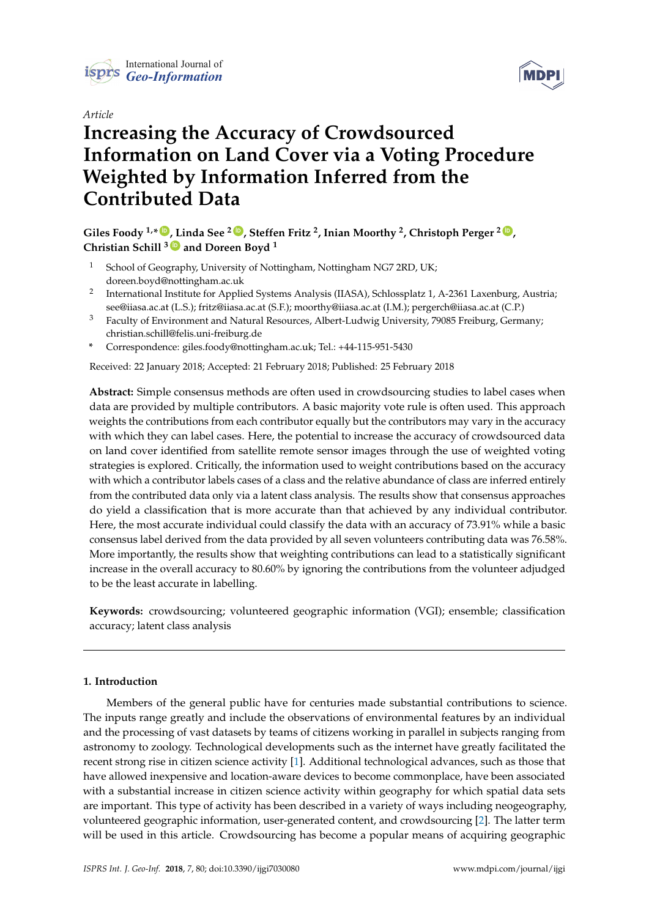International Journal of *Geo-Information*

*Article*

# Increasing the Accuracy of Crowdsourced Information on Land Cover via a Voting Procedure Weighted by Information Inferred from the Contributed Data

**Giles Foody [1,*], Linda See [2], Steffen Fritz [2], Inian Moorthy [2], Christoph Perger [2], Christian Schill [3] and Doreen Boyd [1]**

[1] School of Geography, University of Nottingham, Nottingham NG7 2RD, UK; doreen.boyd@nottingham.ac.uk

[2] International Institute for Applied Systems Analysis (IIASA), Schlossplatz 1, A-2361 Laxenburg, Austria; see@iiasa.ac.at (L.S.); fritz@iiasa.ac.at (S.F.); moorthy@iiasa.ac.at (I.M.); pergerch@iiasa.ac.at (C.P.)

[3] Faculty of Environment and Natural Resources, Albert-Ludwig University, 79085 Freiburg, Germany; christian.schill@felis.uni-freiburg.de

\* Correspondence: giles.foody@nottingham.ac.uk; Tel.: +44-115-951-5430

Received: 22 January 2018; Accepted: 21 February 2018; Published: 25 February 2018

**Abstract:** Simple consensus methods are often used in crowdsourcing studies to label cases when data are provided by multiple contributors. A basic majority vote rule is often used. This approach weights the contributions from each contributor equally but the contributors may vary in the accuracy with which they can label cases. Here, the potential to increase the accuracy of crowdsourced data on land cover identified from satellite remote sensor images through the use of weighted voting strategies is explored. Critically, the information used to weight contributions based on the accuracy with which a contributor labels cases of a class and the relative abundance of class are inferred entirely from the contributed data only via a latent class analysis. The results show that consensus approaches do yield a classification that is more accurate than that achieved by any individual contributor. Here, the most accurate individual could classify the data with an accuracy of 73.91% while a basic consensus label derived from the data provided by all seven volunteers contributing data was 76.58%. More importantly, the results show that weighting contributions can lead to a statistically significant increase in the overall accuracy to 80.60% by ignoring the contributions from the volunteer adjudged to be the least accurate in labelling.

**Keywords:** crowdsourcing; volunteered geographic information (VGI); ensemble; classification accuracy; latent class analysis

## 1. Introduction

Members of the general public have for centuries made substantial contributions to science. The inputs range greatly and include the observations of environmental features by an individual and the processing of vast datasets by teams of citizens working in parallel in subjects ranging from astronomy to zoology. Technological developments such as the internet have greatly facilitated the recent strong rise in citizen science activity [1]. Additional technological advances, such as those that have allowed inexpensive and location-aware devices to become commonplace, have been associated with a substantial increase in citizen science activity within geography for which spatial data sets are important. This type of activity has been described in a variety of ways including neogeography, volunteered geographic information, user-generated content, and crowdsourcing [2]. The latter term will be used in this article. Crowdsourcing has become a popular means of acquiring geographic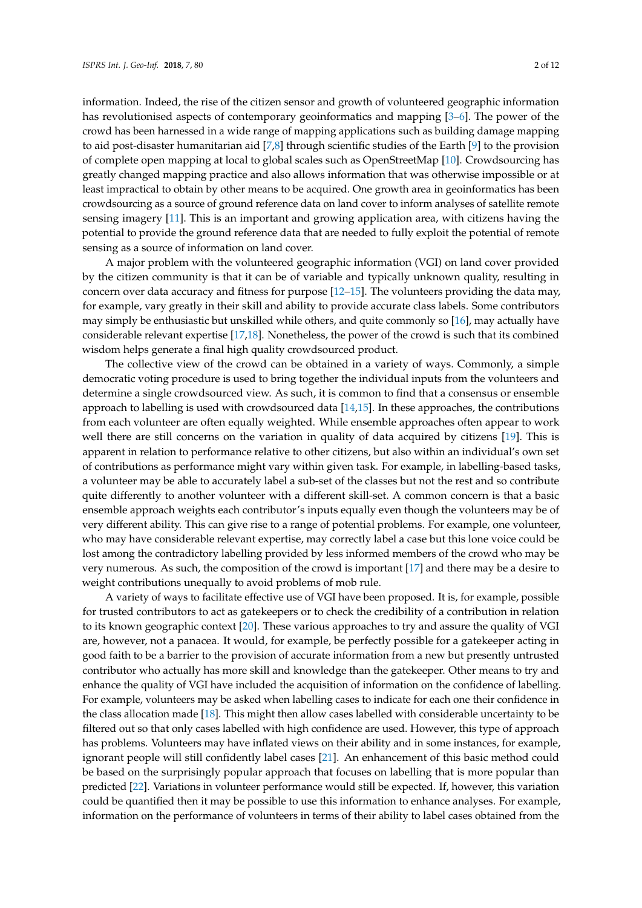information. Indeed, the rise of the citizen sensor and growth of volunteered geographic information has revolutionised aspects of contemporary geoinformatics and mapping [3–6]. The power of the crowd has been harnessed in a wide range of mapping applications such as building damage mapping to aid post-disaster humanitarian aid [7,8] through scientific studies of the Earth [9] to the provision of complete open mapping at local to global scales such as OpenStreetMap [10]. Crowdsourcing has greatly changed mapping practice and also allows information that was otherwise impossible or at least impractical to obtain by other means to be acquired. One growth area in geoinformatics has been crowdsourcing as a source of ground reference data on land cover to inform analyses of satellite remote sensing imagery [11]. This is an important and growing application area, with citizens having the potential to provide the ground reference data that are needed to fully exploit the potential of remote sensing as a source of information on land cover.

A major problem with the volunteered geographic information (VGI) on land cover provided by the citizen community is that it can be of variable and typically unknown quality, resulting in concern over data accuracy and fitness for purpose [12–15]. The volunteers providing the data may, for example, vary greatly in their skill and ability to provide accurate class labels. Some contributors may simply be enthusiastic but unskilled while others, and quite commonly so [16], may actually have considerable relevant expertise [17,18]. Nonetheless, the power of the crowd is such that its combined wisdom helps generate a final high quality crowdsourced product.

The collective view of the crowd can be obtained in a variety of ways. Commonly, a simple democratic voting procedure is used to bring together the individual inputs from the volunteers and determine a single crowdsourced view. As such, it is common to find that a consensus or ensemble approach to labelling is used with crowdsourced data [14,15]. In these approaches, the contributions from each volunteer are often equally weighted. While ensemble approaches often appear to work well there are still concerns on the variation in quality of data acquired by citizens [19]. This is apparent in relation to performance relative to other citizens, but also within an individual's own set of contributions as performance might vary within given task. For example, in labelling-based tasks, a volunteer may be able to accurately label a sub-set of the classes but not the rest and so contribute quite differently to another volunteer with a different skill-set. A common concern is that a basic ensemble approach weights each contributor's inputs equally even though the volunteers may be of very different ability. This can give rise to a range of potential problems. For example, one volunteer, who may have considerable relevant expertise, may correctly label a case but this lone voice could be lost among the contradictory labelling provided by less informed members of the crowd who may be very numerous. As such, the composition of the crowd is important [17] and there may be a desire to weight contributions unequally to avoid problems of mob rule.

A variety of ways to facilitate effective use of VGI have been proposed. It is, for example, possible for trusted contributors to act as gatekeepers or to check the credibility of a contribution in relation to its known geographic context [20]. These various approaches to try and assure the quality of VGI are, however, not a panacea. It would, for example, be perfectly possible for a gatekeeper acting in good faith to be a barrier to the provision of accurate information from a new but presently untrusted contributor who actually has more skill and knowledge than the gatekeeper. Other means to try and enhance the quality of VGI have included the acquisition of information on the confidence of labelling. For example, volunteers may be asked when labelling cases to indicate for each one their confidence in the class allocation made [18]. This might then allow cases labelled with considerable uncertainty to be filtered out so that only cases labelled with high confidence are used. However, this type of approach has problems. Volunteers may have inflated views on their ability and in some instances, for example, ignorant people will still confidently label cases [21]. An enhancement of this basic method could be based on the surprisingly popular approach that focuses on labelling that is more popular than predicted [22]. Variations in volunteer performance would still be expected. If, however, this variation could be quantified then it may be possible to use this information to enhance analyses. For example, information on the performance of volunteers in terms of their ability to label cases obtained from the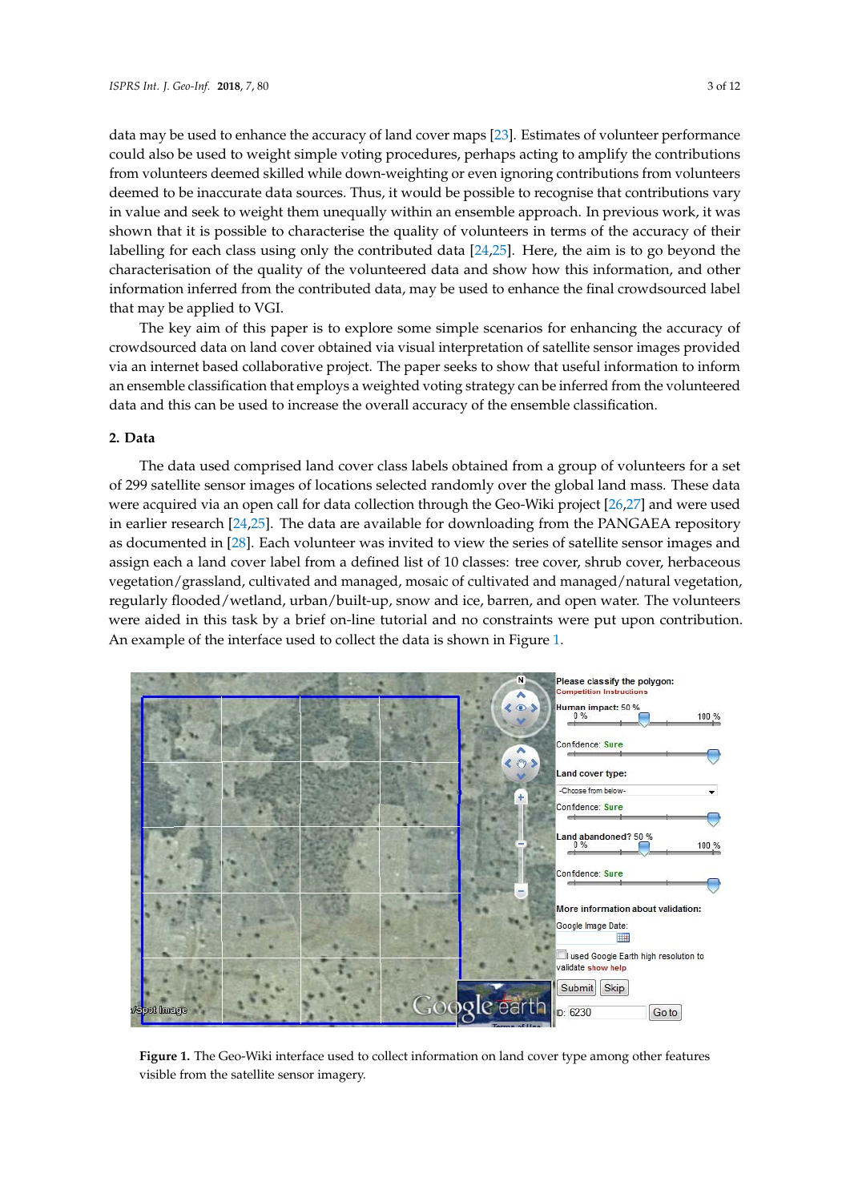data may be used to enhance the accuracy of land cover maps [23]. Estimates of volunteer performance could also be used to weight simple voting procedures, perhaps acting to amplify the contributions from volunteers deemed skilled while down-weighting or even ignoring contributions from volunteers deemed to be inaccurate data sources. Thus, it would be possible to recognise that contributions vary in value and seek to weight them unequally within an ensemble approach. In previous work, it was shown that it is possible to characterise the quality of volunteers in terms of the accuracy of their labelling for each class using only the contributed data [24,25]. Here, the aim is to go beyond the characterisation of the quality of the volunteered data and show how this information, and other information inferred from the contributed data, may be used to enhance the final crowdsourced label that may be applied to VGI.

The key aim of this paper is to explore some simple scenarios for enhancing the accuracy of crowdsourced data on land cover obtained via visual interpretation of satellite sensor images provided via an internet based collaborative project. The paper seeks to show that useful information to inform an ensemble classification that employs a weighted voting strategy can be inferred from the volunteered data and this can be used to increase the overall accuracy of the ensemble classification.

## 2. Data

The data used comprised land cover class labels obtained from a group of volunteers for a set of 299 satellite sensor images of locations selected randomly over the global land mass. These data were acquired via an open call for data collection through the Geo-Wiki project [26,27] and were used in earlier research [24,25]. The data are available for downloading from the PANGAEA repository as documented in [28]. Each volunteer was invited to view the series of satellite sensor images and assign each a land cover label from a defined list of 10 classes: tree cover, shrub cover, herbaceous vegetation/grassland, cultivated and managed, mosaic of cultivated and managed/natural vegetation, regularly flooded/wetland, urban/built-up, snow and ice, barren, and open water. The volunteers were aided in this task by a brief on-line tutorial and no constraints were put upon contribution. An example of the interface used to collect the data is shown in Figure 1.

**Figure 1.** The Geo-Wiki interface used to collect information on land cover type among other features visible from the satellite sensor imagery.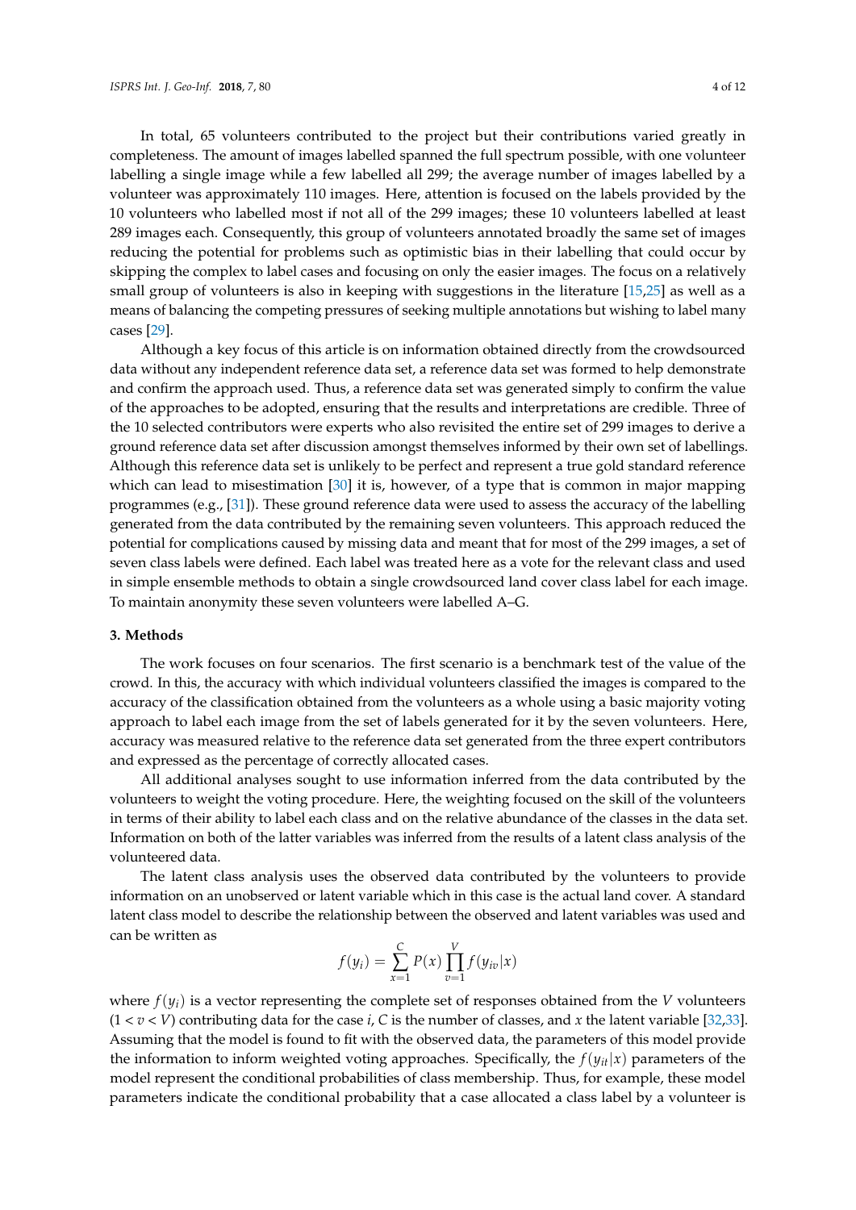In total, 65 volunteers contributed to the project but their contributions varied greatly in completeness. The amount of images labelled spanned the full spectrum possible, with one volunteer labelling a single image while a few labelled all 299; the average number of images labelled by a volunteer was approximately 110 images. Here, attention is focused on the labels provided by the 10 volunteers who labelled most if not all of the 299 images; these 10 volunteers labelled at least 289 images each. Consequently, this group of volunteers annotated broadly the same set of images reducing the potential for problems such as optimistic bias in their labelling that could occur by skipping the complex to label cases and focusing on only the easier images. The focus on a relatively small group of volunteers is also in keeping with suggestions in the literature [15,25] as well as a means of balancing the competing pressures of seeking multiple annotations but wishing to label many cases [29].

Although a key focus of this article is on information obtained directly from the crowdsourced data without any independent reference data set, a reference data set was formed to help demonstrate and confirm the approach used. Thus, a reference data set was generated simply to confirm the value of the approaches to be adopted, ensuring that the results and interpretations are credible. Three of the 10 selected contributors were experts who also revisited the entire set of 299 images to derive a ground reference data set after discussion amongst themselves informed by their own set of labellings. Although this reference data set is unlikely to be perfect and represent a true gold standard reference which can lead to misestimation [30] it is, however, of a type that is common in major mapping programmes (e.g., [31]). These ground reference data were used to assess the accuracy of the labelling generated from the data contributed by the remaining seven volunteers. This approach reduced the potential for complications caused by missing data and meant that for most of the 299 images, a set of seven class labels were defined. Each label was treated here as a vote for the relevant class and used in simple ensemble methods to obtain a single crowdsourced land cover class label for each image. To maintain anonymity these seven volunteers were labelled A–G.

## 3. Methods

The work focuses on four scenarios. The first scenario is a benchmark test of the value of the crowd. In this, the accuracy with which individual volunteers classified the images is compared to the accuracy of the classification obtained from the volunteers as a whole using a basic majority voting approach to label each image from the set of labels generated for it by the seven volunteers. Here, accuracy was measured relative to the reference data set generated from the three expert contributors and expressed as the percentage of correctly allocated cases.

All additional analyses sought to use information inferred from the data contributed by the volunteers to weight the voting procedure. Here, the weighting focused on the skill of the volunteers in terms of their ability to label each class and on the relative abundance of the classes in the data set. Information on both of the latter variables was inferred from the results of a latent class analysis of the volunteered data.

The latent class analysis uses the observed data contributed by the volunteers to provide information on an unobserved or latent variable which in this case is the actual land cover. A standard latent class model to describe the relationship between the observed and latent variables was used and can be written as

$$f(y_i) = \sum_{x=1}^{C} P(x) \prod_{v=1}^{V} f(y_{iv}|x)$$

where $f(y_i)$ is a vector representing the complete set of responses obtained from the $V$ volunteers ($1 < v < V$) contributing data for the case $i$, $C$ is the number of classes, and $x$ the latent variable [32,33]. Assuming that the model is found to fit with the observed data, the parameters of this model provide the information to inform weighted voting approaches. Specifically, the $f(y_{it}|x)$ parameters of the model represent the conditional probabilities of class membership. Thus, for example, these model parameters indicate the conditional probability that a case allocated a class label by a volunteer is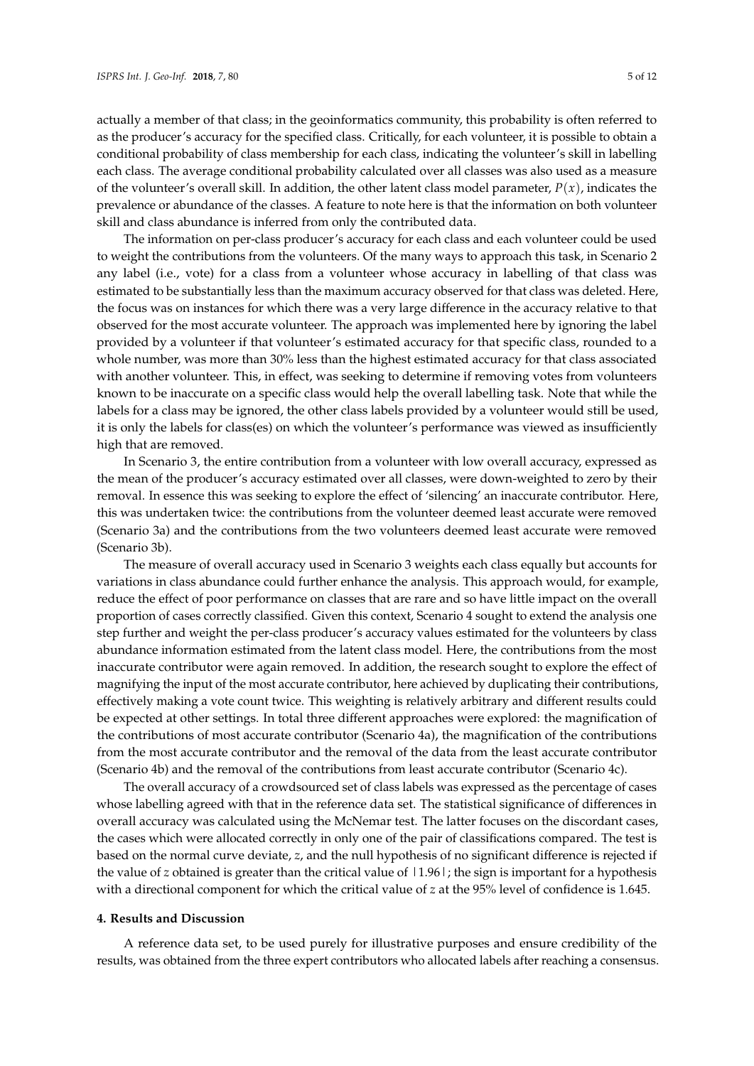actually a member of that class; in the geoinformatics community, this probability is often referred to as the producer's accuracy for the specified class. Critically, for each volunteer, it is possible to obtain a conditional probability of class membership for each class, indicating the volunteer's skill in labelling each class. The average conditional probability calculated over all classes was also used as a measure of the volunteer's overall skill. In addition, the other latent class model parameter, $P(x)$, indicates the prevalence or abundance of the classes. A feature to note here is that the information on both volunteer skill and class abundance is inferred from only the contributed data.

The information on per-class producer's accuracy for each class and each volunteer could be used to weight the contributions from the volunteers. Of the many ways to approach this task, in Scenario 2 any label (i.e., vote) for a class from a volunteer whose accuracy in labelling of that class was estimated to be substantially less than the maximum accuracy observed for that class was deleted. Here, the focus was on instances for which there was a very large difference in the accuracy relative to that observed for the most accurate volunteer. The approach was implemented here by ignoring the label provided by a volunteer if that volunteer's estimated accuracy for that specific class, rounded to a whole number, was more than 30% less than the highest estimated accuracy for that class associated with another volunteer. This, in effect, was seeking to determine if removing votes from volunteers known to be inaccurate on a specific class would help the overall labelling task. Note that while the labels for a class may be ignored, the other class labels provided by a volunteer would still be used, it is only the labels for class(es) on which the volunteer's performance was viewed as insufficiently high that are removed.

In Scenario 3, the entire contribution from a volunteer with low overall accuracy, expressed as the mean of the producer's accuracy estimated over all classes, were down-weighted to zero by their removal. In essence this was seeking to explore the effect of 'silencing' an inaccurate contributor. Here, this was undertaken twice: the contributions from the volunteer deemed least accurate were removed (Scenario 3a) and the contributions from the two volunteers deemed least accurate were removed (Scenario 3b).

The measure of overall accuracy used in Scenario 3 weights each class equally but accounts for variations in class abundance could further enhance the analysis. This approach would, for example, reduce the effect of poor performance on classes that are rare and so have little impact on the overall proportion of cases correctly classified. Given this context, Scenario 4 sought to extend the analysis one step further and weight the per-class producer's accuracy values estimated for the volunteers by class abundance information estimated from the latent class model. Here, the contributions from the most inaccurate contributor were again removed. In addition, the research sought to explore the effect of magnifying the input of the most accurate contributor, here achieved by duplicating their contributions, effectively making a vote count twice. This weighting is relatively arbitrary and different results could be expected at other settings. In total three different approaches were explored: the magnification of the contributions of most accurate contributor (Scenario 4a), the magnification of the contributions from the most accurate contributor and the removal of the data from the least accurate contributor (Scenario 4b) and the removal of the contributions from least accurate contributor (Scenario 4c).

The overall accuracy of a crowdsourced set of class labels was expressed as the percentage of cases whose labelling agreed with that in the reference data set. The statistical significance of differences in overall accuracy was calculated using the McNemar test. The latter focuses on the discordant cases, the cases which were allocated correctly in only one of the pair of classifications compared. The test is based on the normal curve deviate, $z$, and the null hypothesis of no significant difference is rejected if the value of $z$ obtained is greater than the critical value of $|1.96|$; the sign is important for a hypothesis with a directional component for which the critical value of $z$ at the 95% level of confidence is 1.645.

## 4. Results and Discussion

A reference data set, to be used purely for illustrative purposes and ensure credibility of the results, was obtained from the three expert contributors who allocated labels after reaching a consensus.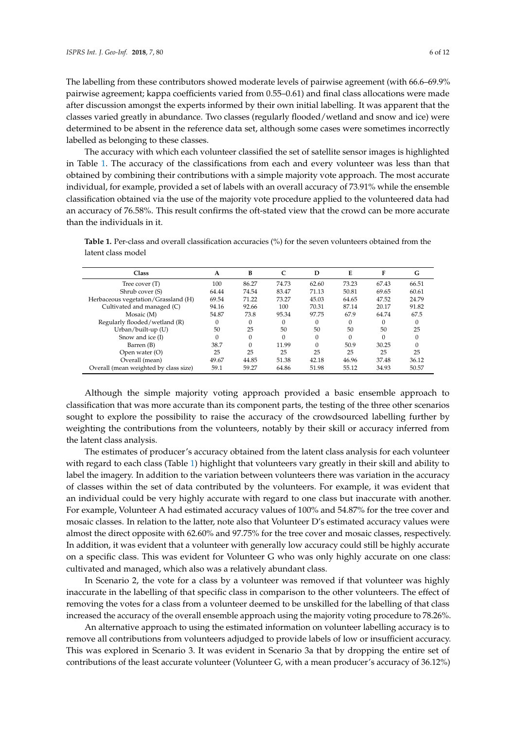The labelling from these contributors showed moderate levels of pairwise agreement (with 66.6–69.9% pairwise agreement; kappa coefficients varied from 0.55–0.61) and final class allocations were made after discussion amongst the experts informed by their own initial labelling. It was apparent that the classes varied greatly in abundance. Two classes (regularly flooded/wetland and snow and ice) were determined to be absent in the reference data set, although some cases were sometimes incorrectly labelled as belonging to these classes.

The accuracy with which each volunteer classified the set of satellite sensor images is highlighted in Table 1. The accuracy of the classifications from each and every volunteer was less than that obtained by combining their contributions with a simple majority vote approach. The most accurate individual, for example, provided a set of labels with an overall accuracy of 73.91% while the ensemble classification obtained via the use of the majority vote procedure applied to the volunteered data had an accuracy of 76.58%. This result confirms the oft-stated view that the crowd can be more accurate than the individuals in it.

**Table 1.** Per-class and overall classification accuracies (%) for the seven volunteers obtained from the latent class model

| Class | A | B | C | D | E | F | G |
|---|---|---|---|---|---|---|---|
| Tree cover (T) | 100 | 86.27 | 74.73 | 62.60 | 73.23 | 67.43 | 66.51 |
| Shrub cover (S) | 64.44 | 74.54 | 83.47 | 71.13 | 50.81 | 69.65 | 60.61 |
| Herbaceous vegetation/Grassland (H) | 69.54 | 71.22 | 73.27 | 45.03 | 64.65 | 47.52 | 24.79 |
| Cultivated and managed (C) | 94.16 | 92.66 | 100 | 70.31 | 87.14 | 20.17 | 91.82 |
| Mosaic (M) | 54.87 | 73.8 | 95.34 | 97.75 | 67.9 | 64.74 | 67.5 |
| Regularly flooded/wetland (R) | 0 | 0 | 0 | 0 | 0 | 0 | 0 |
| Urban/built-up (U) | 50 | 25 | 50 | 50 | 50 | 50 | 25 |
| Snow and ice (I) | 0 | 0 | 0 | 0 | 0 | 0 | 0 |
| Barren (B) | 38.7 | 0 | 11.99 | 0 | 50.9 | 30.25 | 0 |
| Open water (O) | 25 | 25 | 25 | 25 | 25 | 25 | 25 |
| Overall (mean) | 49.67 | 44.85 | 51.38 | 42.18 | 46.96 | 37.48 | 36.12 |
| Overall (mean weighted by class size) | 59.1 | 59.27 | 64.86 | 51.98 | 55.12 | 34.93 | 50.57 |

Although the simple majority voting approach provided a basic ensemble approach to classification that was more accurate than its component parts, the testing of the three other scenarios sought to explore the possibility to raise the accuracy of the crowdsourced labelling further by weighting the contributions from the volunteers, notably by their skill or accuracy inferred from the latent class analysis.

The estimates of producer's accuracy obtained from the latent class analysis for each volunteer with regard to each class (Table 1) highlight that volunteers vary greatly in their skill and ability to label the imagery. In addition to the variation between volunteers there was variation in the accuracy of classes within the set of data contributed by the volunteers. For example, it was evident that an individual could be very highly accurate with regard to one class but inaccurate with another. For example, Volunteer A had estimated accuracy values of 100% and 54.87% for the tree cover and mosaic classes. In relation to the latter, note also that Volunteer D's estimated accuracy values were almost the direct opposite with 62.60% and 97.75% for the tree cover and mosaic classes, respectively. In addition, it was evident that a volunteer with generally low accuracy could still be highly accurate on a specific class. This was evident for Volunteer G who was only highly accurate on one class: cultivated and managed, which also was a relatively abundant class.

In Scenario 2, the vote for a class by a volunteer was removed if that volunteer was highly inaccurate in the labelling of that specific class in comparison to the other volunteers. The effect of removing the votes for a class from a volunteer deemed to be unskilled for the labelling of that class increased the accuracy of the overall ensemble approach using the majority voting procedure to 78.26%.

An alternative approach to using the estimated information on volunteer labelling accuracy is to remove all contributions from volunteers adjudged to provide labels of low or insufficient accuracy. This was explored in Scenario 3. It was evident in Scenario 3a that by dropping the entire set of contributions of the least accurate volunteer (Volunteer G, with a mean producer's accuracy of 36.12%)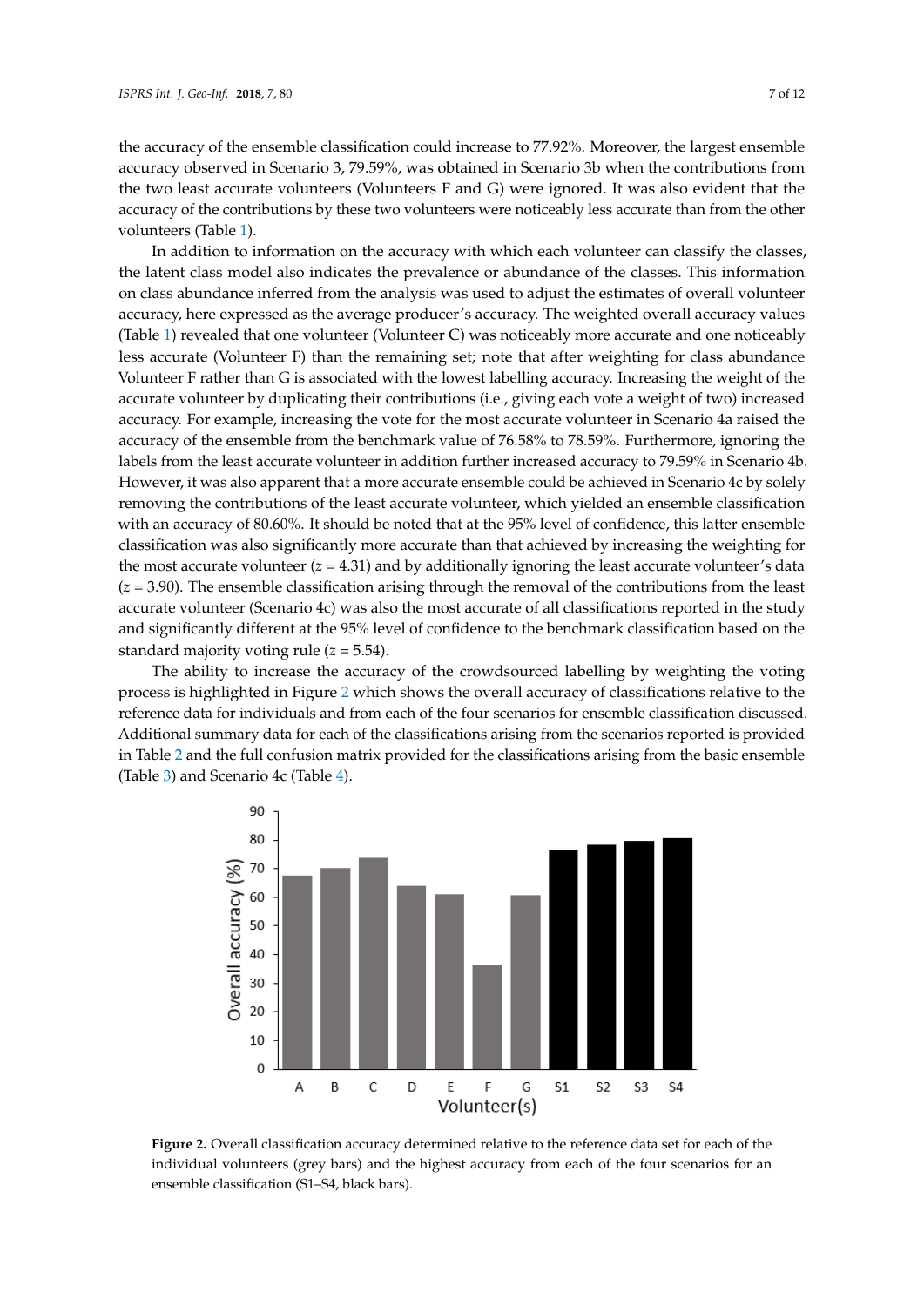the accuracy of the ensemble classification could increase to 77.92%. Moreover, the largest ensemble accuracy observed in Scenario 3, 79.59%, was obtained in Scenario 3b when the contributions from the two least accurate volunteers (Volunteers F and G) were ignored. It was also evident that the accuracy of the contributions by these two volunteers were noticeably less accurate than from the other volunteers (Table 1).

In addition to information on the accuracy with which each volunteer can classify the classes, the latent class model also indicates the prevalence or abundance of the classes. This information on class abundance inferred from the analysis was used to adjust the estimates of overall volunteer accuracy, here expressed as the average producer's accuracy. The weighted overall accuracy values (Table 1) revealed that one volunteer (Volunteer C) was noticeably more accurate and one noticeably less accurate (Volunteer F) than the remaining set; note that after weighting for class abundance Volunteer F rather than G is associated with the lowest labelling accuracy. Increasing the weight of the accurate volunteer by duplicating their contributions (i.e., giving each vote a weight of two) increased accuracy. For example, increasing the vote for the most accurate volunteer in Scenario 4a raised the accuracy of the ensemble from the benchmark value of 76.58% to 78.59%. Furthermore, ignoring the labels from the least accurate volunteer in addition further increased accuracy to 79.59% in Scenario 4b. However, it was also apparent that a more accurate ensemble could be achieved in Scenario 4c by solely removing the contributions of the least accurate volunteer, which yielded an ensemble classification with an accuracy of 80.60%. It should be noted that at the 95% level of confidence, this latter ensemble classification was also significantly more accurate than that achieved by increasing the weighting for the most accurate volunteer ($z = 4.31$) and by additionally ignoring the least accurate volunteer's data ($z = 3.90$). The ensemble classification arising through the removal of the contributions from the least accurate volunteer (Scenario 4c) was also the most accurate of all classifications reported in the study and significantly different at the 95% level of confidence to the benchmark classification based on the standard majority voting rule ($z = 5.54$).

The ability to increase the accuracy of the crowdsourced labelling by weighting the voting process is highlighted in Figure 2 which shows the overall accuracy of classifications relative to the reference data for individuals and from each of the four scenarios for ensemble classification discussed. Additional summary data for each of the classifications arising from the scenarios reported is provided in Table 2 and the full confusion matrix provided for the classifications arising from the basic ensemble (Table 3) and Scenario 4c (Table 4).

**Figure 2.** Overall classification accuracy determined relative to the reference data set for each of the individual volunteers (grey bars) and the highest accuracy from each of the four scenarios for an ensemble classification (S1–S4, black bars).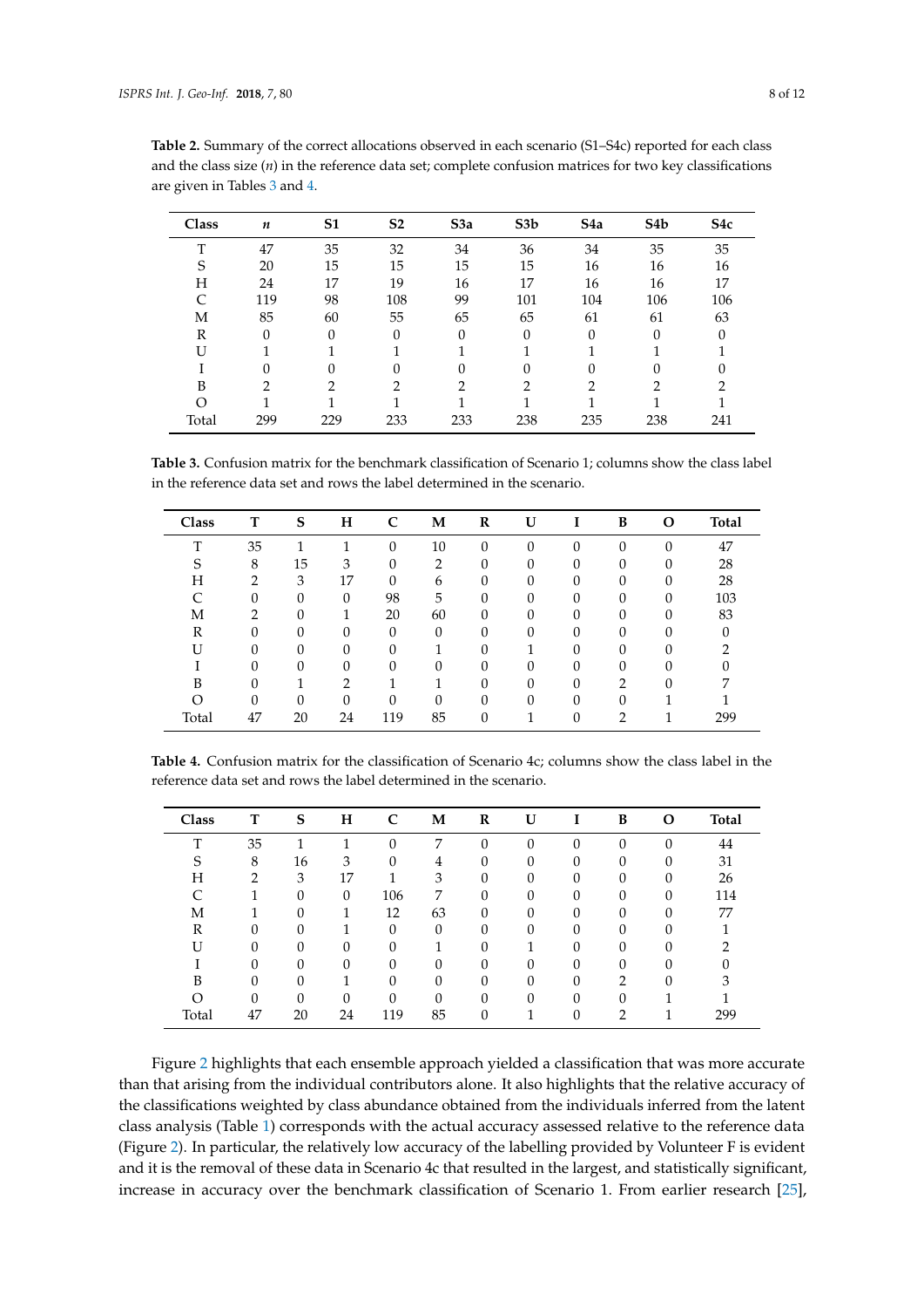**Table 2.** Summary of the correct allocations observed in each scenario (S1–S4c) reported for each class and the class size ($n$) in the reference data set; complete confusion matrices for two key classifications are given in Tables 3 and 4.

| Class | $n$ | S1 | S2 | S3a | S3b | S4a | S4b | S4c |
|---|---|---|---|---|---|---|---|---|
| T | 47 | 35 | 32 | 34 | 36 | 34 | 35 | 35 |
| S | 20 | 15 | 15 | 15 | 15 | 16 | 16 | 16 |
| H | 24 | 17 | 19 | 16 | 17 | 16 | 16 | 17 |
| C | 119 | 98 | 108 | 99 | 101 | 104 | 106 | 106 |
| M | 85 | 60 | 55 | 65 | 65 | 61 | 61 | 63 |
| R | 0 | 0 | 0 | 0 | 0 | 0 | 0 | 0 |
| U | 1 | 1 | 1 | 1 | 1 | 1 | 1 | 1 |
| I | 0 | 0 | 0 | 0 | 0 | 0 | 0 | 0 |
| B | 2 | 2 | 2 | 2 | 2 | 2 | 2 | 2 |
| O | 1 | 1 | 1 | 1 | 1 | 1 | 1 | 1 |
| Total | 299 | 229 | 233 | 233 | 238 | 235 | 238 | 241 |

**Table 3.** Confusion matrix for the benchmark classification of Scenario 1; columns show the class label in the reference data set and rows the label determined in the scenario.

| Class | T | S | H | C | M | R | U | I | B | O | Total |
|---|---|---|---|---|---|---|---|---|---|---|---|
| T | 35 | 1 | 1 | 0 | 10 | 0 | 0 | 0 | 0 | 0 | 47 |
| S | 8 | 15 | 3 | 0 | 2 | 0 | 0 | 0 | 0 | 0 | 28 |
| H | 2 | 3 | 17 | 0 | 6 | 0 | 0 | 0 | 0 | 0 | 28 |
| C | 0 | 0 | 0 | 98 | 5 | 0 | 0 | 0 | 0 | 0 | 103 |
| M | 2 | 0 | 1 | 20 | 60 | 0 | 0 | 0 | 0 | 0 | 83 |
| R | 0 | 0 | 0 | 0 | 0 | 0 | 0 | 0 | 0 | 0 | 0 |
| U | 0 | 0 | 0 | 0 | 1 | 0 | 1 | 0 | 0 | 0 | 2 |
| I | 0 | 0 | 0 | 0 | 0 | 0 | 0 | 0 | 0 | 0 | 0 |
| B | 0 | 1 | 2 | 1 | 1 | 0 | 0 | 0 | 2 | 0 | 7 |
| O | 0 | 0 | 0 | 0 | 0 | 0 | 0 | 0 | 0 | 1 | 1 |
| Total | 47 | 20 | 24 | 119 | 85 | 0 | 1 | 0 | 2 | 1 | 299 |

**Table 4.** Confusion matrix for the classification of Scenario 4c; columns show the class label in the reference data set and rows the label determined in the scenario.

| Class | T | S | H | C | M | R | U | I | B | O | Total |
|---|---|---|---|---|---|---|---|---|---|---|---|
| T | 35 | 1 | 1 | 0 | 7 | 0 | 0 | 0 | 0 | 0 | 44 |
| S | 8 | 16 | 3 | 0 | 4 | 0 | 0 | 0 | 0 | 0 | 31 |
| H | 2 | 3 | 17 | 1 | 3 | 0 | 0 | 0 | 0 | 0 | 26 |
| C | 1 | 0 | 0 | 106 | 7 | 0 | 0 | 0 | 0 | 0 | 114 |
| M | 1 | 0 | 1 | 12 | 63 | 0 | 0 | 0 | 0 | 0 | 77 |
| R | 0 | 0 | 1 | 0 | 0 | 0 | 0 | 0 | 0 | 0 | 1 |
| U | 0 | 0 | 0 | 0 | 1 | 0 | 1 | 0 | 0 | 0 | 2 |
| I | 0 | 0 | 0 | 0 | 0 | 0 | 0 | 0 | 0 | 0 | 0 |
| B | 0 | 0 | 1 | 0 | 0 | 0 | 0 | 0 | 2 | 0 | 3 |
| O | 0 | 0 | 0 | 0 | 0 | 0 | 0 | 0 | 0 | 1 | 1 |
| Total | 47 | 20 | 24 | 119 | 85 | 0 | 1 | 0 | 2 | 1 | 299 |

Figure 2 highlights that each ensemble approach yielded a classification that was more accurate than that arising from the individual contributors alone. It also highlights that the relative accuracy of the classifications weighted by class abundance obtained from the individuals inferred from the latent class analysis (Table 1) corresponds with the actual accuracy assessed relative to the reference data (Figure 2). In particular, the relatively low accuracy of the labelling provided by Volunteer F is evident and it is the removal of these data in Scenario 4c that resulted in the largest, and statistically significant, increase in accuracy over the benchmark classification of Scenario 1. From earlier research [25],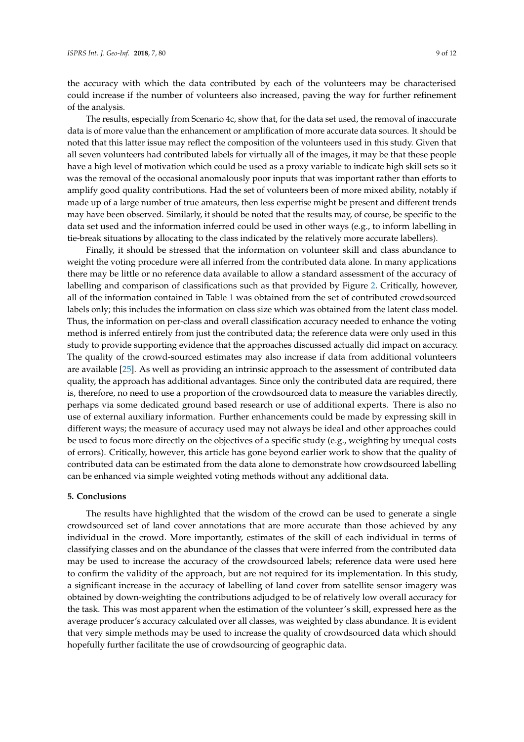the accuracy with which the data contributed by each of the volunteers may be characterised could increase if the number of volunteers also increased, paving the way for further refinement of the analysis.

The results, especially from Scenario 4c, show that, for the data set used, the removal of inaccurate data is of more value than the enhancement or amplification of more accurate data sources. It should be noted that this latter issue may reflect the composition of the volunteers used in this study. Given that all seven volunteers had contributed labels for virtually all of the images, it may be that these people have a high level of motivation which could be used as a proxy variable to indicate high skill sets so it was the removal of the occasional anomalously poor inputs that was important rather than efforts to amplify good quality contributions. Had the set of volunteers been of more mixed ability, notably if made up of a large number of true amateurs, then less expertise might be present and different trends may have been observed. Similarly, it should be noted that the results may, of course, be specific to the data set used and the information inferred could be used in other ways (e.g., to inform labelling in tie-break situations by allocating to the class indicated by the relatively more accurate labellers).

Finally, it should be stressed that the information on volunteer skill and class abundance to weight the voting procedure were all inferred from the contributed data alone. In many applications there may be little or no reference data available to allow a standard assessment of the accuracy of labelling and comparison of classifications such as that provided by Figure 2. Critically, however, all of the information contained in Table 1 was obtained from the set of contributed crowdsourced labels only; this includes the information on class size which was obtained from the latent class model. Thus, the information on per-class and overall classification accuracy needed to enhance the voting method is inferred entirely from just the contributed data; the reference data were only used in this study to provide supporting evidence that the approaches discussed actually did impact on accuracy. The quality of the crowd-sourced estimates may also increase if data from additional volunteers are available [25]. As well as providing an intrinsic approach to the assessment of contributed data quality, the approach has additional advantages. Since only the contributed data are required, there is, therefore, no need to use a proportion of the crowdsourced data to measure the variables directly, perhaps via some dedicated ground based research or use of additional experts. There is also no use of external auxiliary information. Further enhancements could be made by expressing skill in different ways; the measure of accuracy used may not always be ideal and other approaches could be used to focus more directly on the objectives of a specific study (e.g., weighting by unequal costs of errors). Critically, however, this article has gone beyond earlier work to show that the quality of contributed data can be estimated from the data alone to demonstrate how crowdsourced labelling can be enhanced via simple weighted voting methods without any additional data.

## 5. Conclusions

The results have highlighted that the wisdom of the crowd can be used to generate a single crowdsourced set of land cover annotations that are more accurate than those achieved by any individual in the crowd. More importantly, estimates of the skill of each individual in terms of classifying classes and on the abundance of the classes that were inferred from the contributed data may be used to increase the accuracy of the crowdsourced labels; reference data were used here to confirm the validity of the approach, but are not required for its implementation. In this study, a significant increase in the accuracy of labelling of land cover from satellite sensor imagery was obtained by down-weighting the contributions adjudged to be of relatively low overall accuracy for the task. This was most apparent when the estimation of the volunteer's skill, expressed here as the average producer's accuracy calculated over all classes, was weighted by class abundance. It is evident that very simple methods may be used to increase the quality of crowdsourced data which should hopefully further facilitate the use of crowdsourcing of geographic data.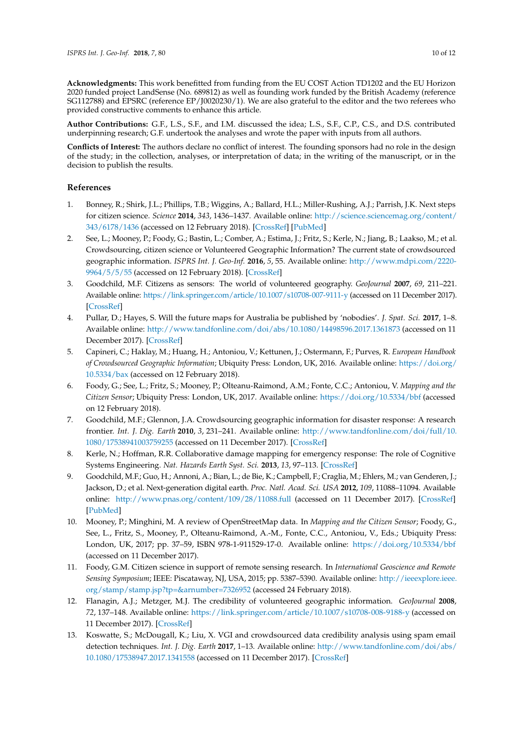**Acknowledgments:** This work benefitted from funding from the EU COST Action TD1202 and the EU Horizon 2020 funded project LandSense (No. 689812) as well as founding work funded by the British Academy (reference SG112788) and EPSRC (reference EP/J0020230/1). We are also grateful to the editor and the two referees who provided constructive comments to enhance this article.

**Author Contributions:** G.F., L.S., S.F., and I.M. discussed the idea; L.S., S.F., C.P., C.S., and D.S. contributed underpinning research; G.F. undertook the analyses and wrote the paper with inputs from all authors.

**Conflicts of Interest:** The authors declare no conflict of interest. The founding sponsors had no role in the design of the study; in the collection, analyses, or interpretation of data; in the writing of the manuscript, or in the decision to publish the results.

## References

1. Bonney, R.; Shirk, J.L.; Phillips, T.B.; Wiggins, A.; Ballard, H.L.; Miller-Rushing, A.J.; Parrish, J.K. Next steps for citizen science. *Science* **2014**, *343*, 1436–1437. Available online: http://science.sciencemag.org/content/343/6178/1436 (accessed on 12 February 2018). [CrossRef] [PubMed]
2. See, L.; Mooney, P.; Foody, G.; Bastin, L.; Comber, A.; Estima, J.; Fritz, S.; Kerle, N.; Jiang, B.; Laakso, M.; et al. Crowdsourcing, citizen science or Volunteered Geographic Information? The current state of crowdsourced geographic information. *ISPRS Int. J. Geo-Inf.* **2016**, *5*, 55. Available online: http://www.mdpi.com/2220-9964/5/5/55 (accessed on 12 February 2018). [CrossRef]
3. Goodchild, M.F. Citizens as sensors: The world of volunteered geography. *GeoJournal* **2007**, *69*, 211–221. Available online: https://link.springer.com/article/10.1007/s10708-007-9111-y (accessed on 11 December 2017). [CrossRef]
4. Pullar, D.; Hayes, S. Will the future maps for Australia be published by 'nobodies'. *J. Spat. Sci.* **2017**, 1–8. Available online: http://www.tandfonline.com/doi/abs/10.1080/14498596.2017.1361873 (accessed on 11 December 2017). [CrossRef]
5. Capineri, C.; Haklay, M.; Huang, H.; Antoniou, V.; Kettunen, J.; Ostermann, F.; Purves, R. *European Handbook of Crowdsourced Geographic Information*; Ubiquity Press: London, UK, 2016. Available online: https://doi.org/10.5334/bax (accessed on 12 February 2018).
6. Foody, G.; See, L.; Fritz, S.; Mooney, P.; Olteanu-Raimond, A.M.; Fonte, C.C.; Antoniou, V. *Mapping and the Citizen Sensor*; Ubiquity Press: London, UK, 2017. Available online: https://doi.org/10.5334/bbf (accessed on 12 February 2018).
7. Goodchild, M.F.; Glennon, J.A. Crowdsourcing geographic information for disaster response: A research frontier. *Int. J. Dig. Earth* **2010**, *3*, 231–241. Available online: http://www.tandfonline.com/doi/full/10.1080/17538941003759255 (accessed on 11 December 2017). [CrossRef]
8. Kerle, N.; Hoffman, R.R. Collaborative damage mapping for emergency response: The role of Cognitive Systems Engineering. *Nat. Hazards Earth Syst. Sci.* **2013**, *13*, 97–113. [CrossRef]
9. Goodchild, M.F.; Guo, H.; Annoni, A.; Bian, L.; de Bie, K.; Campbell, F.; Craglia, M.; Ehlers, M.; van Genderen, J.; Jackson, D.; et al. Next-generation digital earth. *Proc. Natl. Acad. Sci. USA* **2012**, *109*, 11088–11094. Available online: http://www.pnas.org/content/109/28/11088.full (accessed on 11 December 2017). [CrossRef] [PubMed]
10. Mooney, P.; Minghini, M. A review of OpenStreetMap data. In *Mapping and the Citizen Sensor*; Foody, G., See, L., Fritz, S., Mooney, P., Olteanu-Raimond, A.-M., Fonte, C.C., Antoniou, V., Eds.; Ubiquity Press: London, UK, 2017; pp. 37–59, ISBN 978-1-911529-17-0. Available online: https://doi.org/10.5334/bbf (accessed on 11 December 2017).
11. Foody, G.M. Citizen science in support of remote sensing research. In *International Geoscience and Remote Sensing Symposium*; IEEE: Piscataway, NJ, USA, 2015; pp. 5387–5390. Available online: http://ieeexplore.ieee.org/stamp/stamp.jsp?tp=&arnumber=7326952 (accessed 24 February 2018).
12. Flanagin, A.J.; Metzger, M.J. The credibility of volunteered geographic information. *GeoJournal* **2008**, *72*, 137–148. Available online: https://link.springer.com/article/10.1007/s10708-008-9188-y (accessed on 11 December 2017). [CrossRef]
13. Koswatte, S.; McDougall, K.; Liu, X. VGI and crowdsourced data credibility analysis using spam email detection techniques. *Int. J. Dig. Earth* **2017**, 1–13. Available online: http://www.tandfonline.com/doi/abs/10.1080/17538947.2017.1341558 (accessed on 11 December 2017). [CrossRef]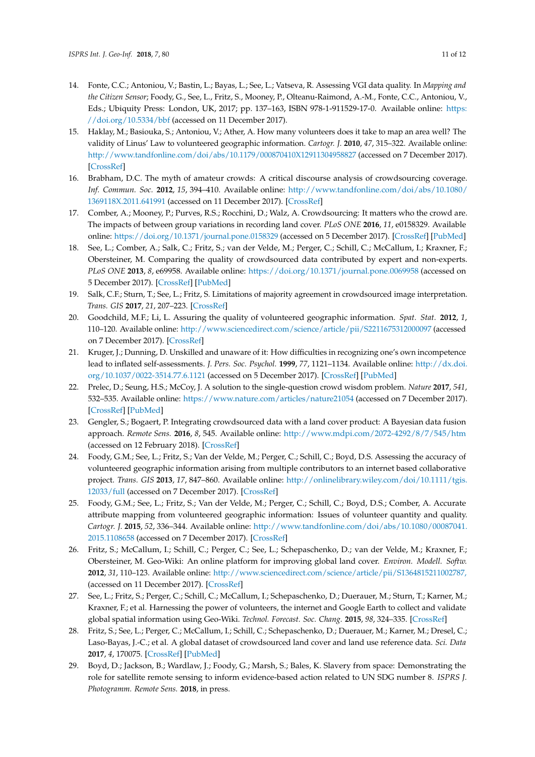14. Fonte, C.C.; Antoniou, V.; Bastin, L.; Bayas, L.; See, L.; Vatseva, R. Assessing VGI data quality. In *Mapping and the Citizen Sensor*; Foody, G., See, L., Fritz, S., Mooney, P., Olteanu-Raimond, A.-M., Fonte, C.C., Antoniou, V., Eds.; Ubiquity Press: London, UK, 2017; pp. 137–163, ISBN 978-1-911529-17-0. Available online: https://doi.org/10.5334/bbf (accessed on 11 December 2017).
15. Haklay, M.; Basiouka, S.; Antoniou, V.; Ather, A. How many volunteers does it take to map an area well? The validity of Linus' Law to volunteered geographic information. *Cartogr. J.* **2010**, *47*, 315–322. Available online: http://www.tandfonline.com/doi/abs/10.1179/000870410X12911304958827 (accessed on 7 December 2017). [CrossRef]
16. Brabham, D.C. The myth of amateur crowds: A critical discourse analysis of crowdsourcing coverage. *Inf. Commun. Soc.* **2012**, *15*, 394–410. Available online: http://www.tandfonline.com/doi/abs/10.1080/1369118X.2011.641991 (accessed on 11 December 2017). [CrossRef]
17. Comber, A.; Mooney, P.; Purves, R.S.; Rocchini, D.; Walz, A. Crowdsourcing: It matters who the crowd are. The impacts of between group variations in recording land cover. *PLoS ONE* **2016**, *11*, e0158329. Available online: https://doi.org/10.1371/journal.pone.0158329 (accessed on 5 December 2017). [CrossRef] [PubMed]
18. See, L.; Comber, A.; Salk, C.; Fritz, S.; van der Velde, M.; Perger, C.; Schill, C.; McCallum, I.; Kraxner, F.; Obersteiner, M. Comparing the quality of crowdsourced data contributed by expert and non-experts. *PLoS ONE* **2013**, *8*, e69958. Available online: https://doi.org/10.1371/journal.pone.0069958 (accessed on 5 December 2017). [CrossRef] [PubMed]
19. Salk, C.F.; Sturn, T.; See, L.; Fritz, S. Limitations of majority agreement in crowdsourced image interpretation. *Trans. GIS* **2017**, *21*, 207–223. [CrossRef]
20. Goodchild, M.F.; Li, L. Assuring the quality of volunteered geographic information. *Spat. Stat.* **2012**, *1*, 110–120. Available online: http://www.sciencedirect.com/science/article/pii/S2211675312000097 (accessed on 7 December 2017). [CrossRef]
21. Kruger, J.; Dunning, D. Unskilled and unaware of it: How difficulties in recognizing one's own incompetence lead to inflated self-assessments. *J. Pers. Soc. Psychol.* **1999**, *77*, 1121–1134. Available online: http://dx.doi.org/10.1037/0022-3514.77.6.1121 (accessed on 5 December 2017). [CrossRef] [PubMed]
22. Prelec, D.; Seung, H.S.; McCoy, J. A solution to the single-question crowd wisdom problem. *Nature* **2017**, *541*, 532–535. Available online: https://www.nature.com/articles/nature21054 (accessed on 7 December 2017). [CrossRef] [PubMed]
23. Gengler, S.; Bogaert, P. Integrating crowdsourced data with a land cover product: A Bayesian data fusion approach. *Remote Sens.* **2016**, *8*, 545. Available online: http://www.mdpi.com/2072-4292/8/7/545/htm (accessed on 12 February 2018). [CrossRef]
24. Foody, G.M.; See, L.; Fritz, S.; Van der Velde, M.; Perger, C.; Schill, C.; Boyd, D.S. Assessing the accuracy of volunteered geographic information arising from multiple contributors to an internet based collaborative project. *Trans. GIS* **2013**, *17*, 847–860. Available online: http://onlinelibrary.wiley.com/doi/10.1111/tgis.12033/full (accessed on 7 December 2017). [CrossRef]
25. Foody, G.M.; See, L.; Fritz, S.; Van der Velde, M.; Perger, C.; Schill, C.; Boyd, D.S.; Comber, A. Accurate attribute mapping from volunteered geographic information: Issues of volunteer quantity and quality. *Cartogr. J.* **2015**, *52*, 336–344. Available online: http://www.tandfonline.com/doi/abs/10.1080/00087041.2015.1108658 (accessed on 7 December 2017). [CrossRef]
26. Fritz, S.; McCallum, I.; Schill, C.; Perger, C.; See, L.; Schepaschenko, D.; van der Velde, M.; Kraxner, F.; Obersteiner, M. Geo-Wiki: An online platform for improving global land cover. *Environ. Modell. Softw.* **2012**, *31*, 110–123. Available online: http://www.sciencedirect.com/science/article/pii/S1364815211002787, (accessed on 11 December 2017). [CrossRef]
27. See, L.; Fritz, S.; Perger, C.; Schill, C.; McCallum, I.; Schepaschenko, D.; Duerauer, M.; Sturn, T.; Karner, M.; Kraxner, F.; et al. Harnessing the power of volunteers, the internet and Google Earth to collect and validate global spatial information using Geo-Wiki. *Technol. Forecast. Soc. Chang.* **2015**, *98*, 324–335. [CrossRef]
28. Fritz, S.; See, L.; Perger, C.; McCallum, I.; Schill, C.; Schepaschenko, D.; Duerauer, M.; Karner, M.; Dresel, C.; Laso-Bayas, J.-C.; et al. A global dataset of crowdsourced land cover and land use reference data. *Sci. Data* **2017**, *4*, 170075. [CrossRef] [PubMed]
29. Boyd, D.; Jackson, B.; Wardlaw, J.; Foody, G.; Marsh, S.; Bales, K. Slavery from space: Demonstrating the role for satellite remote sensing to inform evidence-based action related to UN SDG number 8. *ISPRS J. Photogramm. Remote Sens.* **2018**, in press.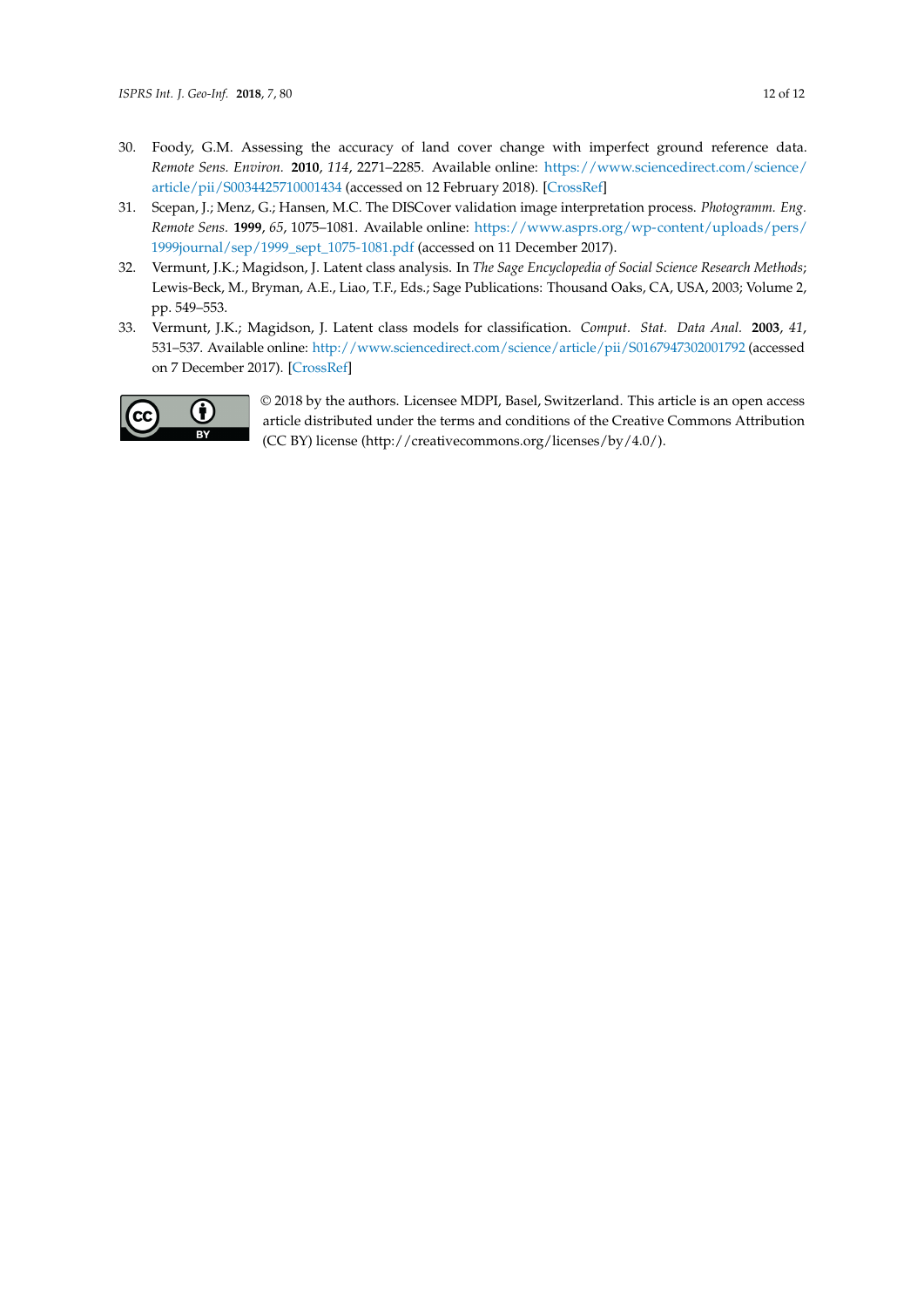30. Foody, G.M. Assessing the accuracy of land cover change with imperfect ground reference data. *Remote Sens. Environ.* **2010**, *114*, 2271–2285. Available online: https://www.sciencedirect.com/science/article/pii/S0034425710001434 (accessed on 12 February 2018). [CrossRef]
31. Scepan, J.; Menz, G.; Hansen, M.C. The DISCover validation image interpretation process. *Photogramm. Eng. Remote Sens.* **1999**, *65*, 1075–1081. Available online: https://www.asprs.org/wp-content/uploads/pers/1999journal/sep/1999_sept_1075-1081.pdf (accessed on 11 December 2017).
32. Vermunt, J.K.; Magidson, J. Latent class analysis. In *The Sage Encyclopedia of Social Science Research Methods*; Lewis-Beck, M., Bryman, A.E., Liao, T.F., Eds.; Sage Publications: Thousand Oaks, CA, USA, 2003; Volume 2, pp. 549–553.
33. Vermunt, J.K.; Magidson, J. Latent class models for classification. *Comput. Stat. Data Anal.* **2003**, *41*, 531–537. Available online: http://www.sciencedirect.com/science/article/pii/S0167947302001792 (accessed on 7 December 2017). [CrossRef]

© 2018 by the authors. Licensee MDPI, Basel, Switzerland. This article is an open access article distributed under the terms and conditions of the Creative Commons Attribution (CC BY) license (http://creativecommons.org/licenses/by/4.0/).